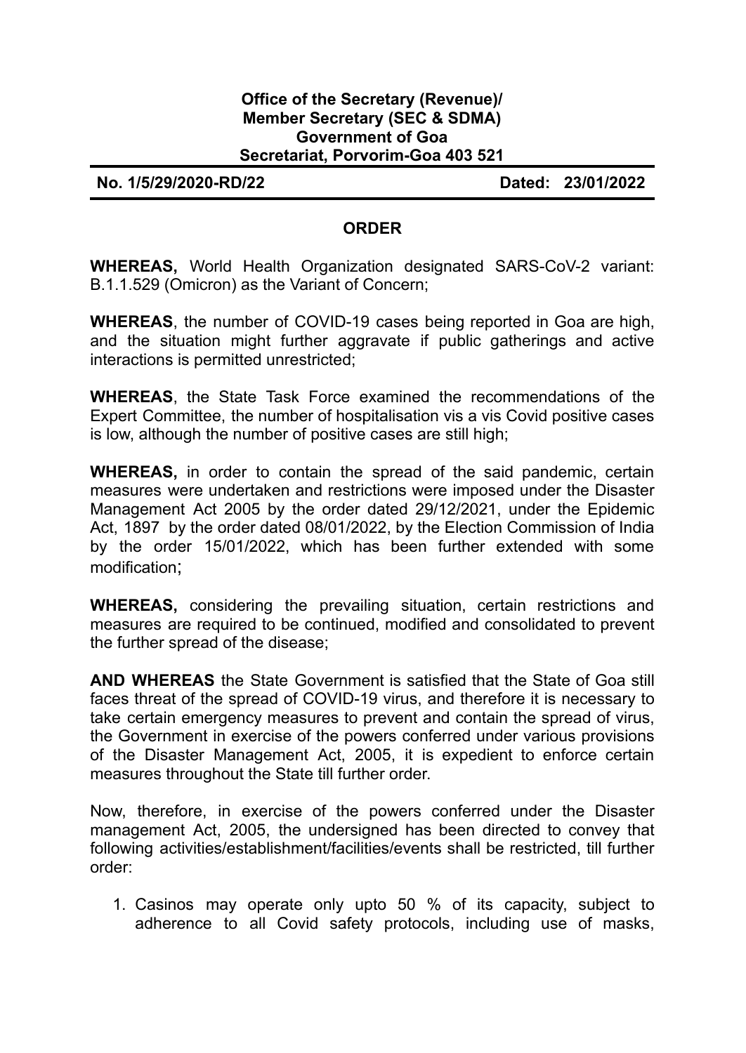**Office of the Secretary (Revenue)/**
**Member Secretary (SEC & SDMA)**
**Government of Goa**
**Secretariat, Porvorim-Goa 403 521**

**No. 1/5/29/2020-RD/22** **Dated: 23/01/2022**

## ORDER

**WHEREAS,** World Health Organization designated SARS-CoV-2 variant: B.1.1.529 (Omicron) as the Variant of Concern;

**WHEREAS**, the number of COVID-19 cases being reported in Goa are high, and the situation might further aggravate if public gatherings and active interactions is permitted unrestricted;

**WHEREAS**, the State Task Force examined the recommendations of the Expert Committee, the number of hospitalisation vis a vis Covid positive cases is low, although the number of positive cases are still high;

**WHEREAS,** in order to contain the spread of the said pandemic, certain measures were undertaken and restrictions were imposed under the Disaster Management Act 2005 by the order dated 29/12/2021, under the Epidemic Act, 1897 by the order dated 08/01/2022, by the Election Commission of India by the order 15/01/2022, which has been further extended with some modification;

**WHEREAS,** considering the prevailing situation, certain restrictions and measures are required to be continued, modified and consolidated to prevent the further spread of the disease;

**AND WHEREAS** the State Government is satisfied that the State of Goa still faces threat of the spread of COVID-19 virus, and therefore it is necessary to take certain emergency measures to prevent and contain the spread of virus, the Government in exercise of the powers conferred under various provisions of the Disaster Management Act, 2005, it is expedient to enforce certain measures throughout the State till further order.

Now, therefore, in exercise of the powers conferred under the Disaster management Act, 2005, the undersigned has been directed to convey that following activities/establishment/facilities/events shall be restricted, till further order:

1. Casinos may operate only upto 50 % of its capacity, subject to adherence to all Covid safety protocols, including use of masks,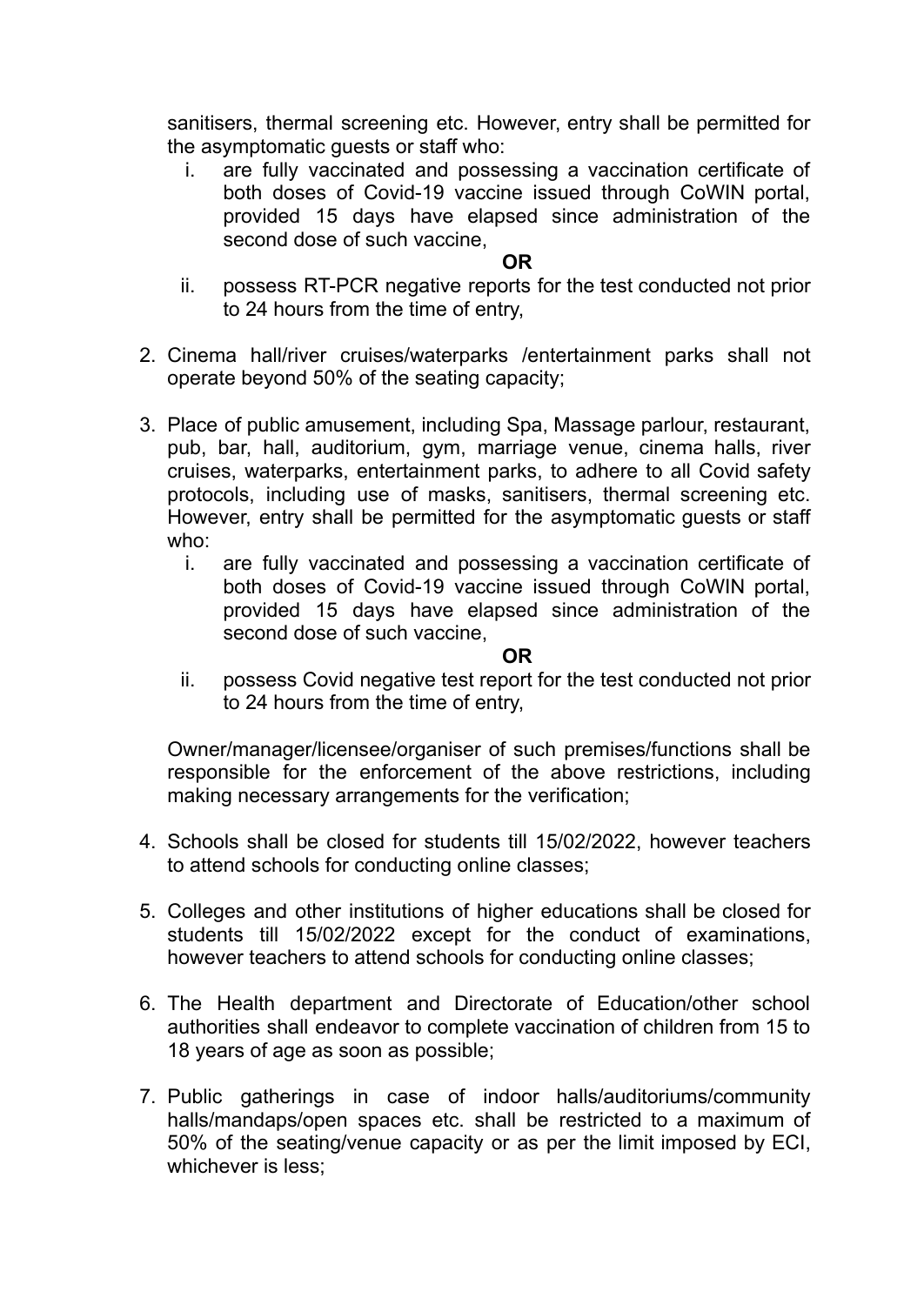sanitisers, thermal screening etc. However, entry shall be permitted for the asymptomatic guests or staff who:

i. are fully vaccinated and possessing a vaccination certificate of both doses of Covid-19 vaccine issued through CoWIN portal, provided 15 days have elapsed since administration of the second dose of such vaccine,

**OR**

ii. possess RT-PCR negative reports for the test conducted not prior to 24 hours from the time of entry,

2. Cinema hall/river cruises/waterparks /entertainment parks shall not operate beyond 50% of the seating capacity;

3. Place of public amusement, including Spa, Massage parlour, restaurant, pub, bar, hall, auditorium, gym, marriage venue, cinema halls, river cruises, waterparks, entertainment parks, to adhere to all Covid safety protocols, including use of masks, sanitisers, thermal screening etc. However, entry shall be permitted for the asymptomatic guests or staff who:

   i. are fully vaccinated and possessing a vaccination certificate of both doses of Covid-19 vaccine issued through CoWIN portal, provided 15 days have elapsed since administration of the second dose of such vaccine,

   **OR**

   ii. possess Covid negative test report for the test conducted not prior to 24 hours from the time of entry,

   Owner/manager/licensee/organiser of such premises/functions shall be responsible for the enforcement of the above restrictions, including making necessary arrangements for the verification;

4. Schools shall be closed for students till 15/02/2022, however teachers to attend schools for conducting online classes;

5. Colleges and other institutions of higher educations shall be closed for students till 15/02/2022 except for the conduct of examinations, however teachers to attend schools for conducting online classes;

6. The Health department and Directorate of Education/other school authorities shall endeavor to complete vaccination of children from 15 to 18 years of age as soon as possible;

7. Public gatherings in case of indoor halls/auditoriums/community halls/mandaps/open spaces etc. shall be restricted to a maximum of 50% of the seating/venue capacity or as per the limit imposed by ECI, whichever is less;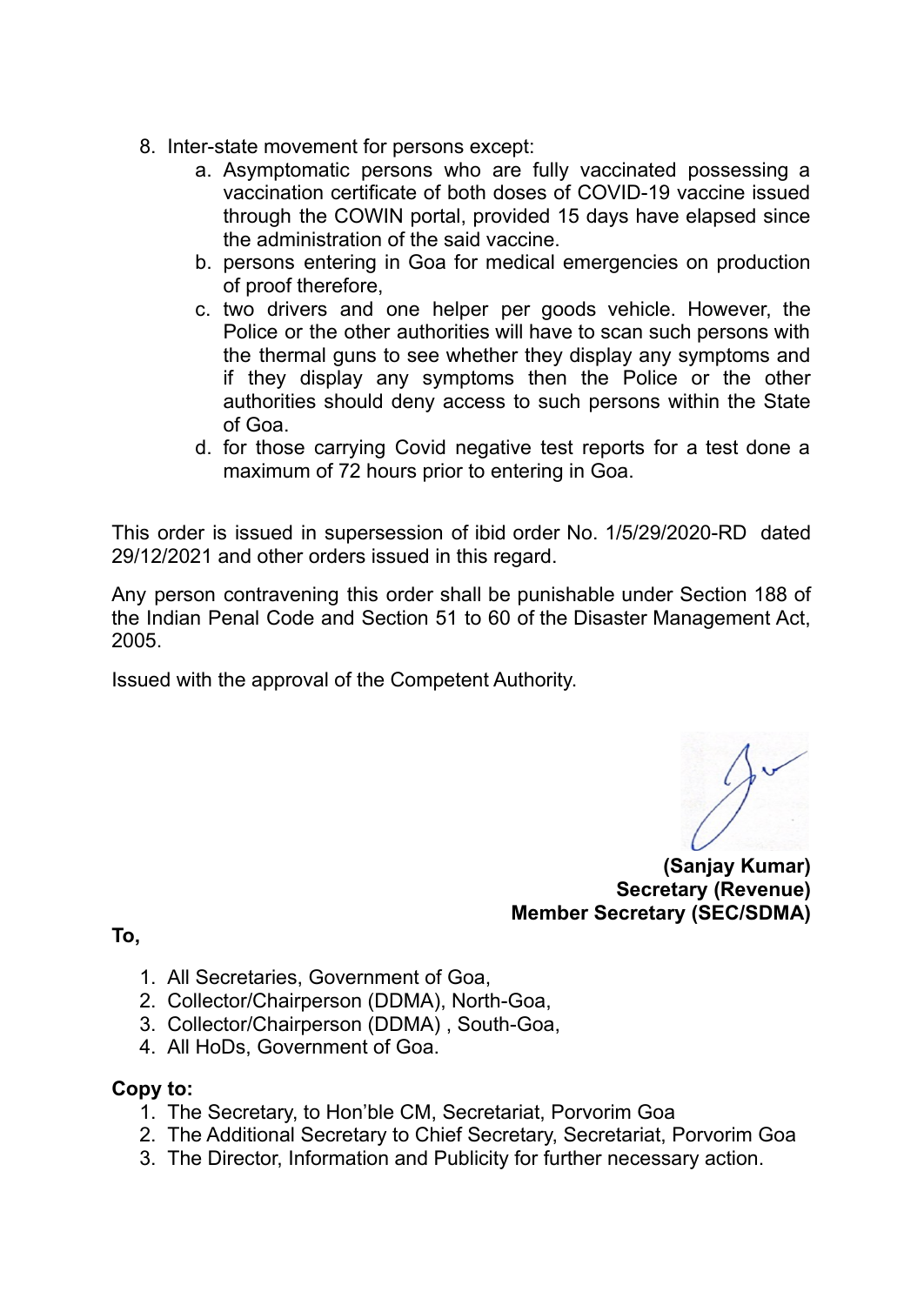8. Inter-state movement for persons except:
   a. Asymptomatic persons who are fully vaccinated possessing a vaccination certificate of both doses of COVID-19 vaccine issued through the COWIN portal, provided 15 days have elapsed since the administration of the said vaccine.
   b. persons entering in Goa for medical emergencies on production of proof therefore,
   c. two drivers and one helper per goods vehicle. However, the Police or the other authorities will have to scan such persons with the thermal guns to see whether they display any symptoms and if they display any symptoms then the Police or the other authorities should deny access to such persons within the State of Goa.
   d. for those carrying Covid negative test reports for a test done a maximum of 72 hours prior to entering in Goa.

This order is issued in supersession of ibid order No. 1/5/29/2020-RD dated 29/12/2021 and other orders issued in this regard.

Any person contravening this order shall be punishable under Section 188 of the Indian Penal Code and Section 51 to 60 of the Disaster Management Act, 2005.

Issued with the approval of the Competent Authority.

**(Sanjay Kumar)**
**Secretary (Revenue)**
**Member Secretary (SEC/SDMA)**

**To,**

1. All Secretaries, Government of Goa,
2. Collector/Chairperson (DDMA), North-Goa,
3. Collector/Chairperson (DDMA) , South-Goa,
4. All HoDs, Government of Goa.

**Copy to:**

1. The Secretary, to Hon'ble CM, Secretariat, Porvorim Goa
2. The Additional Secretary to Chief Secretary, Secretariat, Porvorim Goa
3. The Director, Information and Publicity for further necessary action.